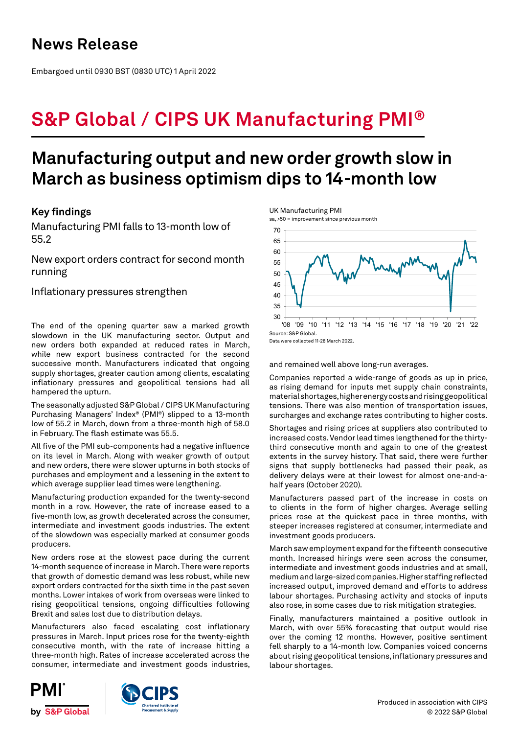# News Release

Embargoed until 0930 BST (0830 UTC) 1 April 2022

## S&P Global / CIPS UK Manufacturing PMI®

# Manufacturing output and new order growth slow in March as business optimism dips to 14-month low

### Key findings

Manufacturing PMI falls to 13-month low of 55.2

New export orders contract for second month running

Inflationary pressures strengthen

UK Manufacturing PMI
sa, >50 = improvement since previous month

Source: S&P Global.
Data were collected 11-28 March 2022.

The end of the opening quarter saw a marked growth slowdown in the UK manufacturing sector. Output and new orders both expanded at reduced rates in March, while new export business contracted for the second successive month. Manufacturers indicated that ongoing supply shortages, greater caution among clients, escalating inflationary pressures and geopolitical tensions had all hampered the upturn.

The seasonally adjusted S&P Global / CIPS UK Manufacturing Purchasing Managers' Index® (PMI®) slipped to a 13-month low of 55.2 in March, down from a three-month high of 58.0 in February. The flash estimate was 55.5.

All five of the PMI sub-components had a negative influence on its level in March. Along with weaker growth of output and new orders, there were slower upturns in both stocks of purchases and employment and a lessening in the extent to which average supplier lead times were lengthening.

Manufacturing production expanded for the twenty-second month in a row. However, the rate of increase eased to a five-month low, as growth decelerated across the consumer, intermediate and investment goods industries. The extent of the slowdown was especially marked at consumer goods producers.

New orders rose at the slowest pace during the current 14-month sequence of increase in March. There were reports that growth of domestic demand was less robust, while new export orders contracted for the sixth time in the past seven months. Lower intakes of work from overseas were linked to rising geopolitical tensions, ongoing difficulties following Brexit and sales lost due to distribution delays.

Manufacturers also faced escalating cost inflationary pressures in March. Input prices rose for the twenty-eighth consecutive month, with the rate of increase hitting a three-month high. Rates of increase accelerated across the consumer, intermediate and investment goods industries, and remained well above long-run averages.

Companies reported a wide-range of goods as up in price, as rising demand for inputs met supply chain constraints, material shortages, higher energy costs and rising geopolitical tensions. There was also mention of transportation issues, surcharges and exchange rates contributing to higher costs.

Shortages and rising prices at suppliers also contributed to increased costs. Vendor lead times lengthened for the thirty-third consecutive month and again to one of the greatest extents in the survey history. That said, there were further signs that supply bottlenecks had passed their peak, as delivery delays were at their lowest for almost one-and-a-half years (October 2020).

Manufacturers passed part of the increase in costs on to clients in the form of higher charges. Average selling prices rose at the quickest pace in three months, with steeper increases registered at consumer, intermediate and investment goods producers.

March saw employment expand for the fifteenth consecutive month. Increased hirings were seen across the consumer, intermediate and investment goods industries and at small, medium and large-sized companies. Higher staffing reflected increased output, improved demand and efforts to address labour shortages. Purchasing activity and stocks of inputs also rose, in some cases due to risk mitigation strategies.

Finally, manufacturers maintained a positive outlook in March, with over 55% forecasting that output would rise over the coming 12 months. However, positive sentiment fell sharply to a 14-month low. Companies voiced concerns about rising geopolitical tensions, inflationary pressures and labour shortages.

Produced in association with CIPS
© 2022 S&P Global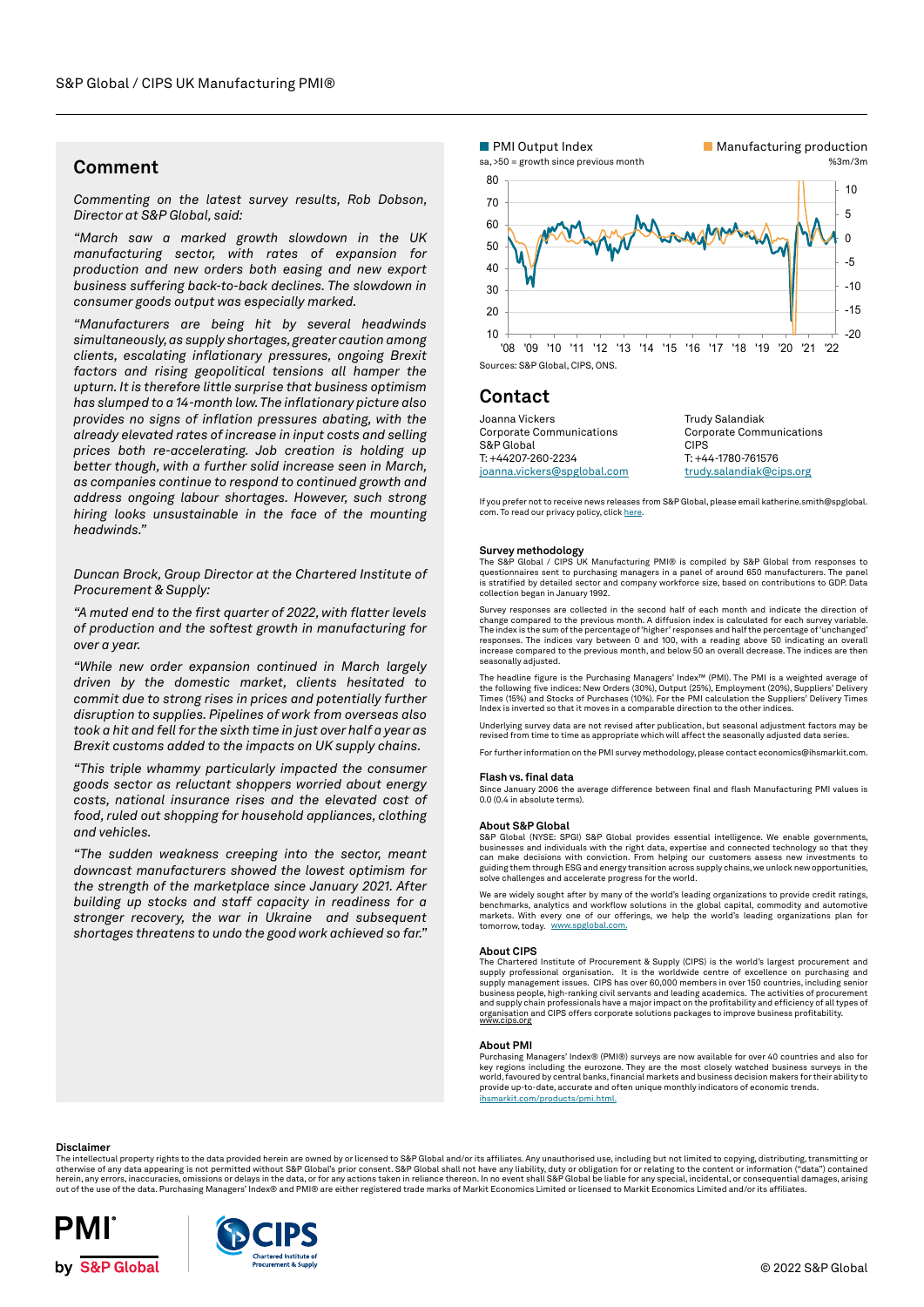## Comment

*Commenting on the latest survey results, Rob Dobson, Director at S&P Global, said:*

*"March saw a marked growth slowdown in the UK manufacturing sector, with rates of expansion for production and new orders both easing and new export business suffering back-to-back declines. The slowdown in consumer goods output was especially marked.*

*"Manufacturers are being hit by several headwinds simultaneously, as supply shortages, greater caution among clients, escalating inflationary pressures, ongoing Brexit factors and rising geopolitical tensions all hamper the upturn. It is therefore little surprise that business optimism has slumped to a 14-month low. The inflationary picture also provides no signs of inflation pressures abating, with the already elevated rates of increase in input costs and selling prices both re-accelerating. Job creation is holding up better though, with a further solid increase seen in March, as companies continue to respond to continued growth and address ongoing labour shortages. However, such strong hiring looks unsustainable in the face of the mounting headwinds."*

*Duncan Brock, Group Director at the Chartered Institute of Procurement & Supply:*

*"A muted end to the first quarter of 2022, with flatter levels of production and the softest growth in manufacturing for over a year.*

*"While new order expansion continued in March largely driven by the domestic market, clients hesitated to commit due to strong rises in prices and potentially further disruption to supplies. Pipelines of work from overseas also took a hit and fell for the sixth time in just over half a year as Brexit customs added to the impacts on UK supply chains.*

*"This triple whammy particularly impacted the consumer goods sector as reluctant shoppers worried about energy costs, national insurance rises and the elevated cost of food, ruled out shopping for household appliances, clothing and vehicles.*

*"The sudden weakness creeping into the sector, meant downcast manufacturers showed the lowest optimism for the strength of the marketplace since January 2021. After building up stocks and staff capacity in readiness for a stronger recovery, the war in Ukraine and subsequent shortages threatens to undo the good work achieved so far."*

PMI Output Index
sa, >50 = growth since previous month

Manufacturing production
%3m/3m

80
70
60
50
40
30
20
10

10
5
0
-5
-10
-15
-20

'08 '09 '10 '11 '12 '13 '14 '15 '16 '17 '18 '19 '20 '21 '22

Sources: S&P Global, CIPS, ONS.

## Contact

Joanna Vickers
Corporate Communications
S&P Global
T: +44207-260-2234
joanna.vickers@spglobal.com

Trudy Salandiak
Corporate Communications
CIPS
T: +44-1780-761576
trudy.salandiak@cips.org

If you prefer not to receive news releases from S&P Global, please email katherine.smith@spglobal.com. To read our privacy policy, click here.

### Survey methodology

The S&P Global / CIPS UK Manufacturing PMI® is compiled by S&P Global from responses to questionnaires sent to purchasing managers in a panel of around 650 manufacturers. The panel is stratified by detailed sector and company workforce size, based on contributions to GDP. Data collection began in January 1992.

Survey responses are collected in the second half of each month and indicate the direction of change compared to the previous month. A diffusion index is calculated for each survey variable. The index is the sum of the percentage of 'higher' responses and half the percentage of 'unchanged' responses. The indices vary between 0 and 100, with a reading above 50 indicating an overall increase compared to the previous month, and below 50 an overall decrease. The indices are then seasonally adjusted.

The headline figure is the Purchasing Managers' Index™ (PMI). The PMI is a weighted average of the following five indices: New Orders (30%), Output (25%), Employment (20%), Suppliers' Delivery Times (15%) and Stocks of Purchases (10%). For the PMI calculation the Suppliers' Delivery Times Index is inverted so that it moves in a comparable direction to the other indices.

Underlying survey data are not revised after publication, but seasonal adjustment factors may be revised from time to time as appropriate which will affect the seasonally adjusted data series.

For further information on the PMI survey methodology, please contact economics@ihsmarkit.com.

### Flash vs. final data

Since January 2006 the average difference between final and flash Manufacturing PMI values is 0.0 (0.4 in absolute terms).

### About S&P Global

S&P Global (NYSE: SPGI) S&P Global provides essential intelligence. We enable governments, businesses and individuals with the right data, expertise and connected technology so that they can make decisions with conviction. From helping our customers assess new investments to guiding them through ESG and energy transition across supply chains, we unlock new opportunities, solve challenges and accelerate progress for the world.

We are widely sought after by many of the world's leading organizations to provide credit ratings, benchmarks, analytics and workflow solutions in the global capital, commodity and automotive markets. With every one of our offerings, we help the world's leading organizations plan for tomorrow, today. www.spglobal.com.

### About CIPS

The Chartered Institute of Procurement & Supply (CIPS) is the world's largest procurement and supply professional organisation. It is the worldwide centre of excellence on purchasing and supply management issues. CIPS has over 60,000 members in over 150 countries, including senior business people, high-ranking civil servants and leading academics. The activities of procurement and supply chain professionals have a major impact on the profitability and efficiency of all types of organisation and CIPS offers corporate solutions packages to improve business profitability. www.cips.org

### About PMI

Purchasing Managers' Index® (PMI®) surveys are now available for over 40 countries and also for key regions including the eurozone. They are the most closely watched business surveys in the world, favoured by central banks, financial markets and business decision makers for their ability to provide up-to-date, accurate and often unique monthly indicators of economic trends. ihsmarkit.com/products/pmi.html.

### Disclaimer

The intellectual property rights to the data provided herein are owned by or licensed to S&P Global and/or its affiliates. Any unauthorised use, including but not limited to copying, distributing, transmitting or otherwise of any data appearing is not permitted without S&P Global's prior consent. S&P Global shall not have any liability, duty or obligation for or relating to the content or information ("data") contained herein, any errors, inaccuracies, omissions or delays in the data, or for any actions taken in reliance thereon. In no event shall S&P Global be liable for any special, incidental, or consequential damages, arising out of the use of the data. Purchasing Managers' Index® and PMI® are either registered trade marks of Markit Economics Limited or licensed to Markit Economics Limited and/or its affiliates.

© 2022 S&P Global